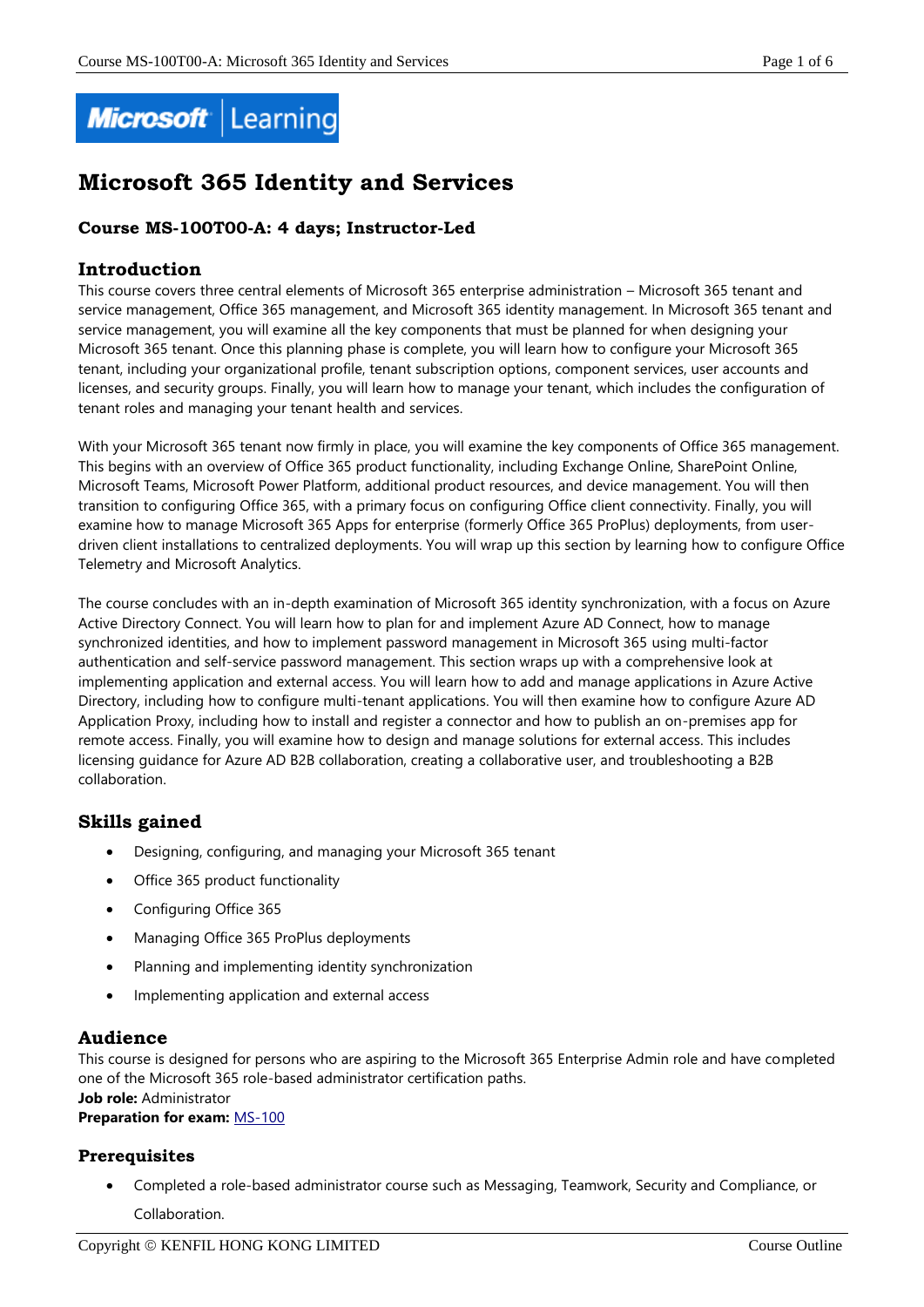# Microsoft 365 Identity and Services

### Course MS-100T00-A: 4 days; Instructor-Led

## Introduction

This course covers three central elements of Microsoft 365 enterprise administration – Microsoft 365 tenant and service management, Office 365 management, and Microsoft 365 identity management. In Microsoft 365 tenant and service management, you will examine all the key components that must be planned for when designing your Microsoft 365 tenant. Once this planning phase is complete, you will learn how to configure your Microsoft 365 tenant, including your organizational profile, tenant subscription options, component services, user accounts and licenses, and security groups. Finally, you will learn how to manage your tenant, which includes the configuration of tenant roles and managing your tenant health and services.

With your Microsoft 365 tenant now firmly in place, you will examine the key components of Office 365 management. This begins with an overview of Office 365 product functionality, including Exchange Online, SharePoint Online, Microsoft Teams, Microsoft Power Platform, additional product resources, and device management. You will then transition to configuring Office 365, with a primary focus on configuring Office client connectivity. Finally, you will examine how to manage Microsoft 365 Apps for enterprise (formerly Office 365 ProPlus) deployments, from user-driven client installations to centralized deployments. You will wrap up this section by learning how to configure Office Telemetry and Microsoft Analytics.

The course concludes with an in-depth examination of Microsoft 365 identity synchronization, with a focus on Azure Active Directory Connect. You will learn how to plan for and implement Azure AD Connect, how to manage synchronized identities, and how to implement password management in Microsoft 365 using multi-factor authentication and self-service password management. This section wraps up with a comprehensive look at implementing application and external access. You will learn how to add and manage applications in Azure Active Directory, including how to configure multi-tenant applications. You will then examine how to configure Azure AD Application Proxy, including how to install and register a connector and how to publish an on-premises app for remote access. Finally, you will examine how to design and manage solutions for external access. This includes licensing guidance for Azure AD B2B collaboration, creating a collaborative user, and troubleshooting a B2B collaboration.

## Skills gained

- Designing, configuring, and managing your Microsoft 365 tenant
- Office 365 product functionality
- Configuring Office 365
- Managing Office 365 ProPlus deployments
- Planning and implementing identity synchronization
- Implementing application and external access

## Audience

This course is designed for persons who are aspiring to the Microsoft 365 Enterprise Admin role and have completed one of the Microsoft 365 role-based administrator certification paths.
**Job role:** Administrator
**Preparation for exam:** MS-100

## Prerequisites

- Completed a role-based administrator course such as Messaging, Teamwork, Security and Compliance, or Collaboration.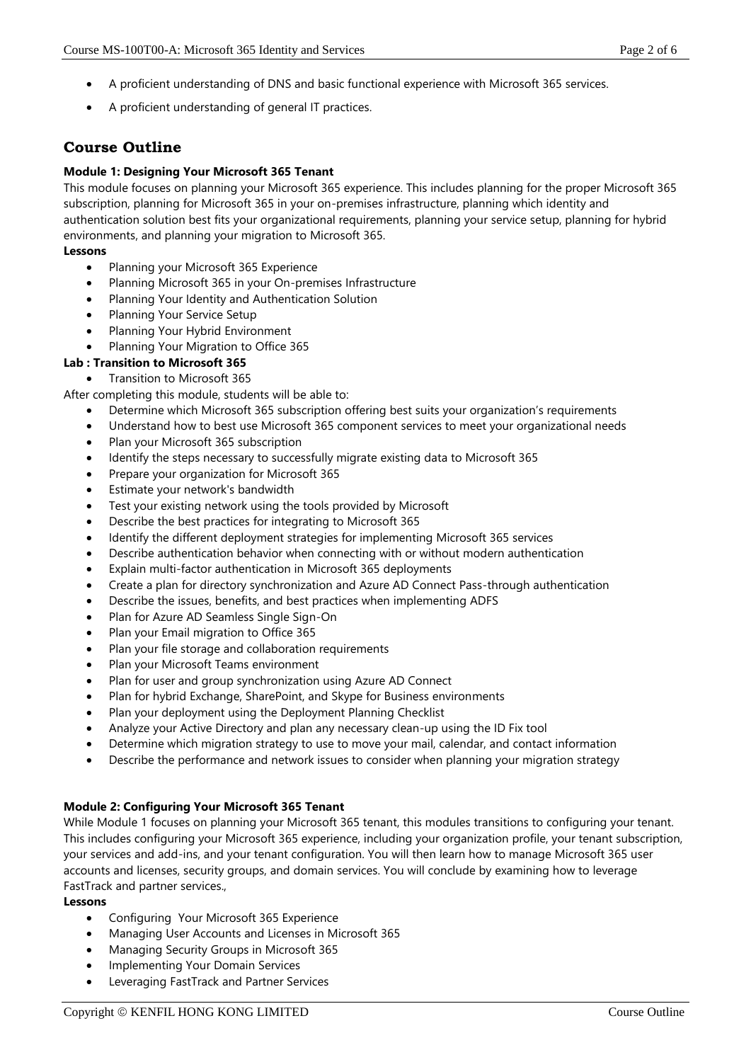- A proficient understanding of DNS and basic functional experience with Microsoft 365 services.
- A proficient understanding of general IT practices.

## Course Outline

**Module 1: Designing Your Microsoft 365 Tenant**

This module focuses on planning your Microsoft 365 experience. This includes planning for the proper Microsoft 365 subscription, planning for Microsoft 365 in your on-premises infrastructure, planning which identity and authentication solution best fits your organizational requirements, planning your service setup, planning for hybrid environments, and planning your migration to Microsoft 365.

**Lessons**

- Planning your Microsoft 365 Experience
- Planning Microsoft 365 in your On-premises Infrastructure
- Planning Your Identity and Authentication Solution
- Planning Your Service Setup
- Planning Your Hybrid Environment
- Planning Your Migration to Office 365

**Lab : Transition to Microsoft 365**

- Transition to Microsoft 365

After completing this module, students will be able to:

- Determine which Microsoft 365 subscription offering best suits your organization's requirements
- Understand how to best use Microsoft 365 component services to meet your organizational needs
- Plan your Microsoft 365 subscription
- Identify the steps necessary to successfully migrate existing data to Microsoft 365
- Prepare your organization for Microsoft 365
- Estimate your network's bandwidth
- Test your existing network using the tools provided by Microsoft
- Describe the best practices for integrating to Microsoft 365
- Identify the different deployment strategies for implementing Microsoft 365 services
- Describe authentication behavior when connecting with or without modern authentication
- Explain multi-factor authentication in Microsoft 365 deployments
- Create a plan for directory synchronization and Azure AD Connect Pass-through authentication
- Describe the issues, benefits, and best practices when implementing ADFS
- Plan for Azure AD Seamless Single Sign-On
- Plan your Email migration to Office 365
- Plan your file storage and collaboration requirements
- Plan your Microsoft Teams environment
- Plan for user and group synchronization using Azure AD Connect
- Plan for hybrid Exchange, SharePoint, and Skype for Business environments
- Plan your deployment using the Deployment Planning Checklist
- Analyze your Active Directory and plan any necessary clean-up using the ID Fix tool
- Determine which migration strategy to use to move your mail, calendar, and contact information
- Describe the performance and network issues to consider when planning your migration strategy

**Module 2: Configuring Your Microsoft 365 Tenant**

While Module 1 focuses on planning your Microsoft 365 tenant, this modules transitions to configuring your tenant. This includes configuring your Microsoft 365 experience, including your organization profile, your tenant subscription, your services and add-ins, and your tenant configuration. You will then learn how to manage Microsoft 365 user accounts and licenses, security groups, and domain services. You will conclude by examining how to leverage FastTrack and partner services.,

**Lessons**

- Configuring Your Microsoft 365 Experience
- Managing User Accounts and Licenses in Microsoft 365
- Managing Security Groups in Microsoft 365
- Implementing Your Domain Services
- Leveraging FastTrack and Partner Services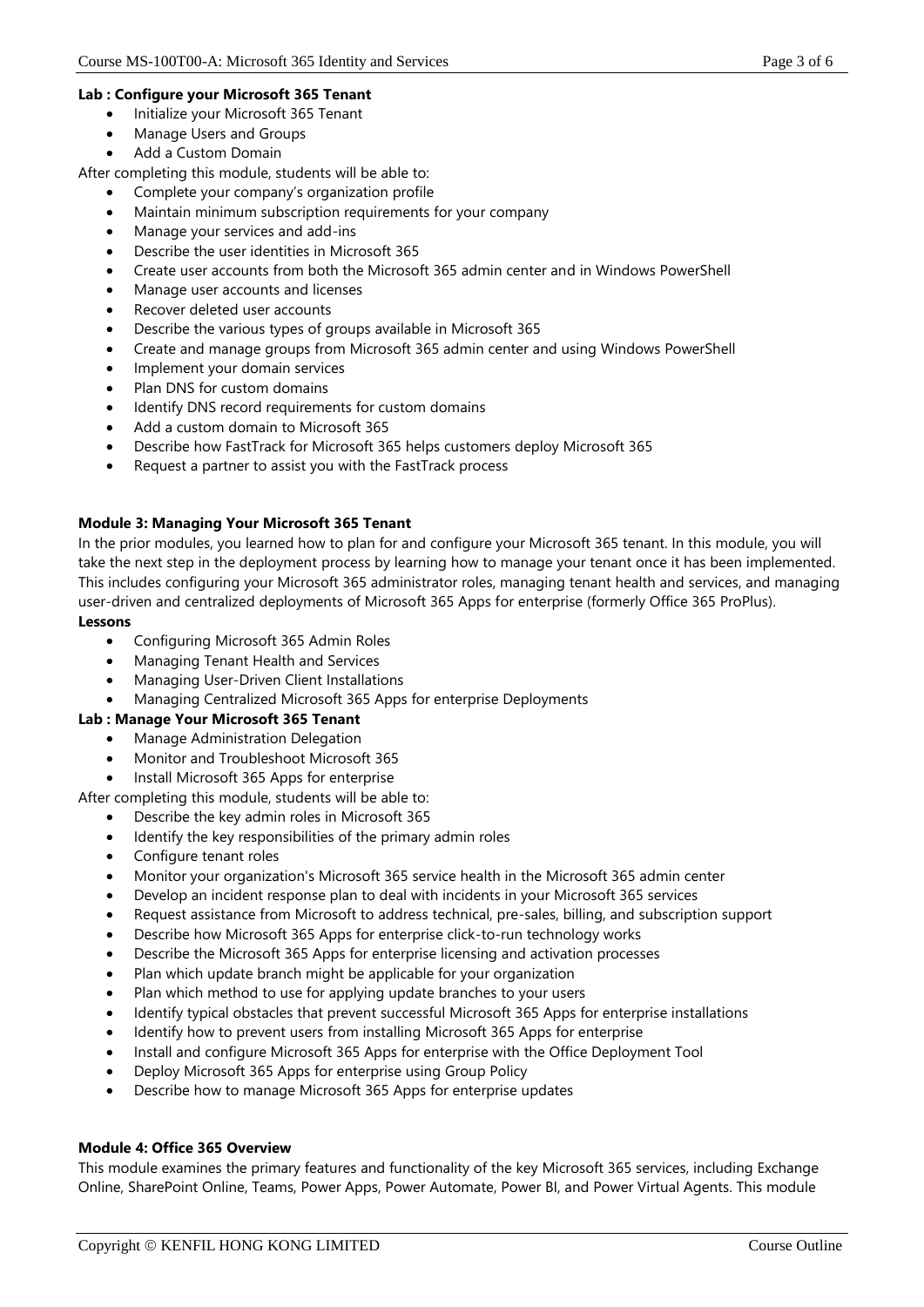**Lab : Configure your Microsoft 365 Tenant**

- Initialize your Microsoft 365 Tenant
- Manage Users and Groups
- Add a Custom Domain

After completing this module, students will be able to:

- Complete your company's organization profile
- Maintain minimum subscription requirements for your company
- Manage your services and add-ins
- Describe the user identities in Microsoft 365
- Create user accounts from both the Microsoft 365 admin center and in Windows PowerShell
- Manage user accounts and licenses
- Recover deleted user accounts
- Describe the various types of groups available in Microsoft 365
- Create and manage groups from Microsoft 365 admin center and using Windows PowerShell
- Implement your domain services
- Plan DNS for custom domains
- Identify DNS record requirements for custom domains
- Add a custom domain to Microsoft 365
- Describe how FastTrack for Microsoft 365 helps customers deploy Microsoft 365
- Request a partner to assist you with the FastTrack process

**Module 3: Managing Your Microsoft 365 Tenant**

In the prior modules, you learned how to plan for and configure your Microsoft 365 tenant. In this module, you will take the next step in the deployment process by learning how to manage your tenant once it has been implemented. This includes configuring your Microsoft 365 administrator roles, managing tenant health and services, and managing user-driven and centralized deployments of Microsoft 365 Apps for enterprise (formerly Office 365 ProPlus).

**Lessons**

- Configuring Microsoft 365 Admin Roles
- Managing Tenant Health and Services
- Managing User-Driven Client Installations
- Managing Centralized Microsoft 365 Apps for enterprise Deployments

**Lab : Manage Your Microsoft 365 Tenant**

- Manage Administration Delegation
- Monitor and Troubleshoot Microsoft 365
- Install Microsoft 365 Apps for enterprise

After completing this module, students will be able to:

- Describe the key admin roles in Microsoft 365
- Identify the key responsibilities of the primary admin roles
- Configure tenant roles
- Monitor your organization's Microsoft 365 service health in the Microsoft 365 admin center
- Develop an incident response plan to deal with incidents in your Microsoft 365 services
- Request assistance from Microsoft to address technical, pre-sales, billing, and subscription support
- Describe how Microsoft 365 Apps for enterprise click-to-run technology works
- Describe the Microsoft 365 Apps for enterprise licensing and activation processes
- Plan which update branch might be applicable for your organization
- Plan which method to use for applying update branches to your users
- Identify typical obstacles that prevent successful Microsoft 365 Apps for enterprise installations
- Identify how to prevent users from installing Microsoft 365 Apps for enterprise
- Install and configure Microsoft 365 Apps for enterprise with the Office Deployment Tool
- Deploy Microsoft 365 Apps for enterprise using Group Policy
- Describe how to manage Microsoft 365 Apps for enterprise updates

**Module 4: Office 365 Overview**

This module examines the primary features and functionality of the key Microsoft 365 services, including Exchange Online, SharePoint Online, Teams, Power Apps, Power Automate, Power BI, and Power Virtual Agents. This module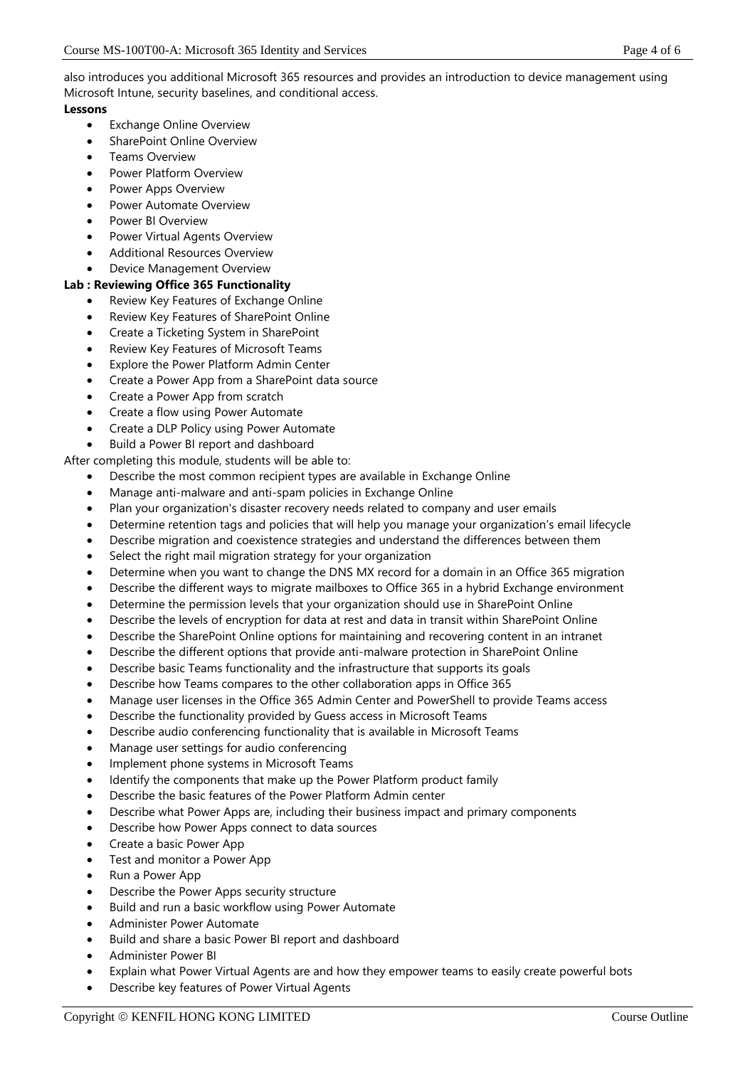also introduces you additional Microsoft 365 resources and provides an introduction to device management using Microsoft Intune, security baselines, and conditional access.

**Lessons**

- Exchange Online Overview
- SharePoint Online Overview
- Teams Overview
- Power Platform Overview
- Power Apps Overview
- Power Automate Overview
- Power BI Overview
- Power Virtual Agents Overview
- Additional Resources Overview
- Device Management Overview

**Lab : Reviewing Office 365 Functionality**

- Review Key Features of Exchange Online
- Review Key Features of SharePoint Online
- Create a Ticketing System in SharePoint
- Review Key Features of Microsoft Teams
- Explore the Power Platform Admin Center
- Create a Power App from a SharePoint data source
- Create a Power App from scratch
- Create a flow using Power Automate
- Create a DLP Policy using Power Automate
- Build a Power BI report and dashboard

After completing this module, students will be able to:

- Describe the most common recipient types are available in Exchange Online
- Manage anti-malware and anti-spam policies in Exchange Online
- Plan your organization's disaster recovery needs related to company and user emails
- Determine retention tags and policies that will help you manage your organization's email lifecycle
- Describe migration and coexistence strategies and understand the differences between them
- Select the right mail migration strategy for your organization
- Determine when you want to change the DNS MX record for a domain in an Office 365 migration
- Describe the different ways to migrate mailboxes to Office 365 in a hybrid Exchange environment
- Determine the permission levels that your organization should use in SharePoint Online
- Describe the levels of encryption for data at rest and data in transit within SharePoint Online
- Describe the SharePoint Online options for maintaining and recovering content in an intranet
- Describe the different options that provide anti-malware protection in SharePoint Online
- Describe basic Teams functionality and the infrastructure that supports its goals
- Describe how Teams compares to the other collaboration apps in Office 365
- Manage user licenses in the Office 365 Admin Center and PowerShell to provide Teams access
- Describe the functionality provided by Guess access in Microsoft Teams
- Describe audio conferencing functionality that is available in Microsoft Teams
- Manage user settings for audio conferencing
- Implement phone systems in Microsoft Teams
- Identify the components that make up the Power Platform product family
- Describe the basic features of the Power Platform Admin center
- Describe what Power Apps are, including their business impact and primary components
- Describe how Power Apps connect to data sources
- Create a basic Power App
- Test and monitor a Power App
- Run a Power App
- Describe the Power Apps security structure
- Build and run a basic workflow using Power Automate
- Administer Power Automate
- Build and share a basic Power BI report and dashboard
- Administer Power BI
- Explain what Power Virtual Agents are and how they empower teams to easily create powerful bots
- Describe key features of Power Virtual Agents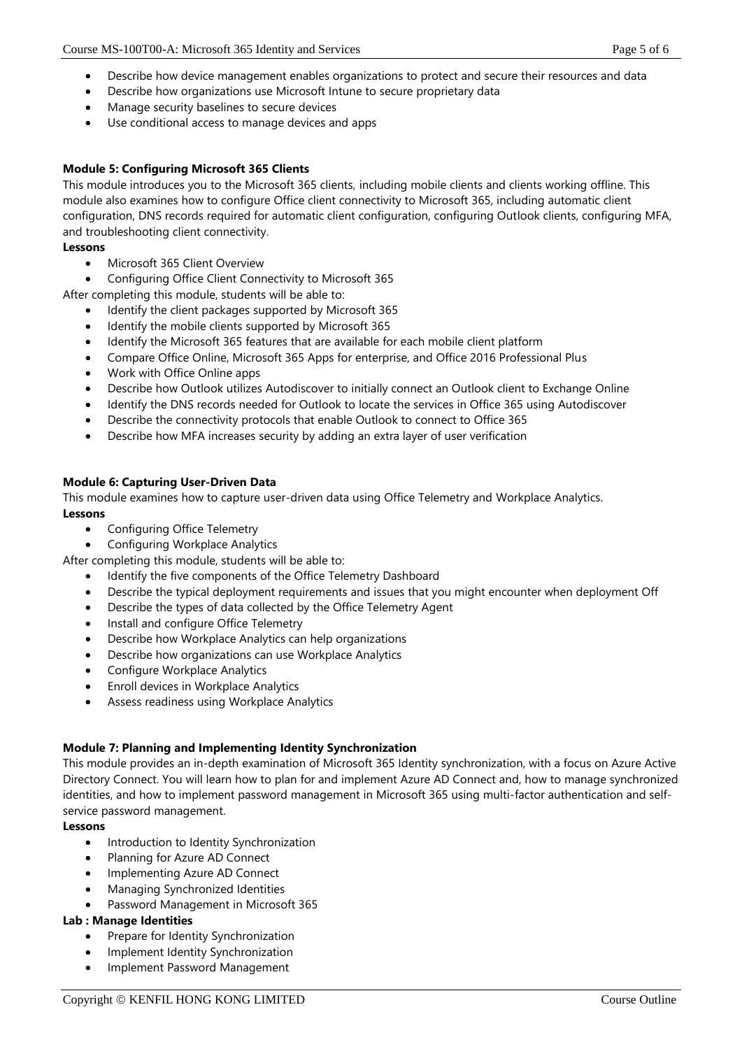- Describe how device management enables organizations to protect and secure their resources and data
- Describe how organizations use Microsoft Intune to secure proprietary data
- Manage security baselines to secure devices
- Use conditional access to manage devices and apps

**Module 5: Configuring Microsoft 365 Clients**

This module introduces you to the Microsoft 365 clients, including mobile clients and clients working offline. This module also examines how to configure Office client connectivity to Microsoft 365, including automatic client configuration, DNS records required for automatic client configuration, configuring Outlook clients, configuring MFA, and troubleshooting client connectivity.

**Lessons**

- Microsoft 365 Client Overview
- Configuring Office Client Connectivity to Microsoft 365

After completing this module, students will be able to:

- Identify the client packages supported by Microsoft 365
- Identify the mobile clients supported by Microsoft 365
- Identify the Microsoft 365 features that are available for each mobile client platform
- Compare Office Online, Microsoft 365 Apps for enterprise, and Office 2016 Professional Plus
- Work with Office Online apps
- Describe how Outlook utilizes Autodiscover to initially connect an Outlook client to Exchange Online
- Identify the DNS records needed for Outlook to locate the services in Office 365 using Autodiscover
- Describe the connectivity protocols that enable Outlook to connect to Office 365
- Describe how MFA increases security by adding an extra layer of user verification

**Module 6: Capturing User-Driven Data**

This module examines how to capture user-driven data using Office Telemetry and Workplace Analytics.

**Lessons**

- Configuring Office Telemetry
- Configuring Workplace Analytics

After completing this module, students will be able to:

- Identify the five components of the Office Telemetry Dashboard
- Describe the typical deployment requirements and issues that you might encounter when deployment Off
- Describe the types of data collected by the Office Telemetry Agent
- Install and configure Office Telemetry
- Describe how Workplace Analytics can help organizations
- Describe how organizations can use Workplace Analytics
- Configure Workplace Analytics
- Enroll devices in Workplace Analytics
- Assess readiness using Workplace Analytics

**Module 7: Planning and Implementing Identity Synchronization**

This module provides an in-depth examination of Microsoft 365 Identity synchronization, with a focus on Azure Active Directory Connect. You will learn how to plan for and implement Azure AD Connect and, how to manage synchronized identities, and how to implement password management in Microsoft 365 using multi-factor authentication and self-service password management.

**Lessons**

- Introduction to Identity Synchronization
- Planning for Azure AD Connect
- Implementing Azure AD Connect
- Managing Synchronized Identities
- Password Management in Microsoft 365

**Lab : Manage Identities**

- Prepare for Identity Synchronization
- Implement Identity Synchronization
- Implement Password Management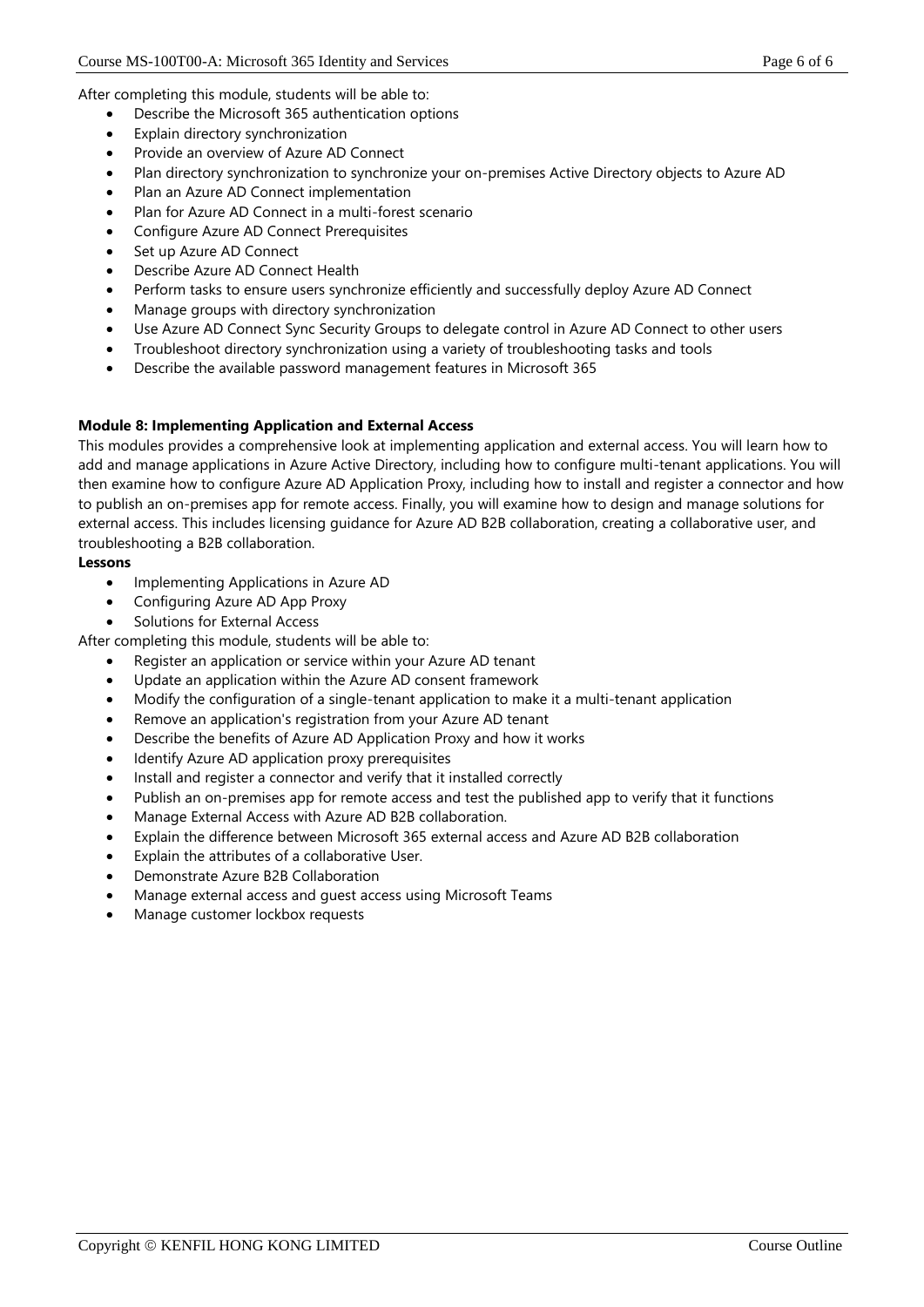After completing this module, students will be able to:

- Describe the Microsoft 365 authentication options
- Explain directory synchronization
- Provide an overview of Azure AD Connect
- Plan directory synchronization to synchronize your on-premises Active Directory objects to Azure AD
- Plan an Azure AD Connect implementation
- Plan for Azure AD Connect in a multi-forest scenario
- Configure Azure AD Connect Prerequisites
- Set up Azure AD Connect
- Describe Azure AD Connect Health
- Perform tasks to ensure users synchronize efficiently and successfully deploy Azure AD Connect
- Manage groups with directory synchronization
- Use Azure AD Connect Sync Security Groups to delegate control in Azure AD Connect to other users
- Troubleshoot directory synchronization using a variety of troubleshooting tasks and tools
- Describe the available password management features in Microsoft 365

**Module 8: Implementing Application and External Access**

This modules provides a comprehensive look at implementing application and external access. You will learn how to add and manage applications in Azure Active Directory, including how to configure multi-tenant applications. You will then examine how to configure Azure AD Application Proxy, including how to install and register a connector and how to publish an on-premises app for remote access. Finally, you will examine how to design and manage solutions for external access. This includes licensing guidance for Azure AD B2B collaboration, creating a collaborative user, and troubleshooting a B2B collaboration.

**Lessons**

- Implementing Applications in Azure AD
- Configuring Azure AD App Proxy
- Solutions for External Access

After completing this module, students will be able to:

- Register an application or service within your Azure AD tenant
- Update an application within the Azure AD consent framework
- Modify the configuration of a single-tenant application to make it a multi-tenant application
- Remove an application's registration from your Azure AD tenant
- Describe the benefits of Azure AD Application Proxy and how it works
- Identify Azure AD application proxy prerequisites
- Install and register a connector and verify that it installed correctly
- Publish an on-premises app for remote access and test the published app to verify that it functions
- Manage External Access with Azure AD B2B collaboration.
- Explain the difference between Microsoft 365 external access and Azure AD B2B collaboration
- Explain the attributes of a collaborative User.
- Demonstrate Azure B2B Collaboration
- Manage external access and guest access using Microsoft Teams
- Manage customer lockbox requests